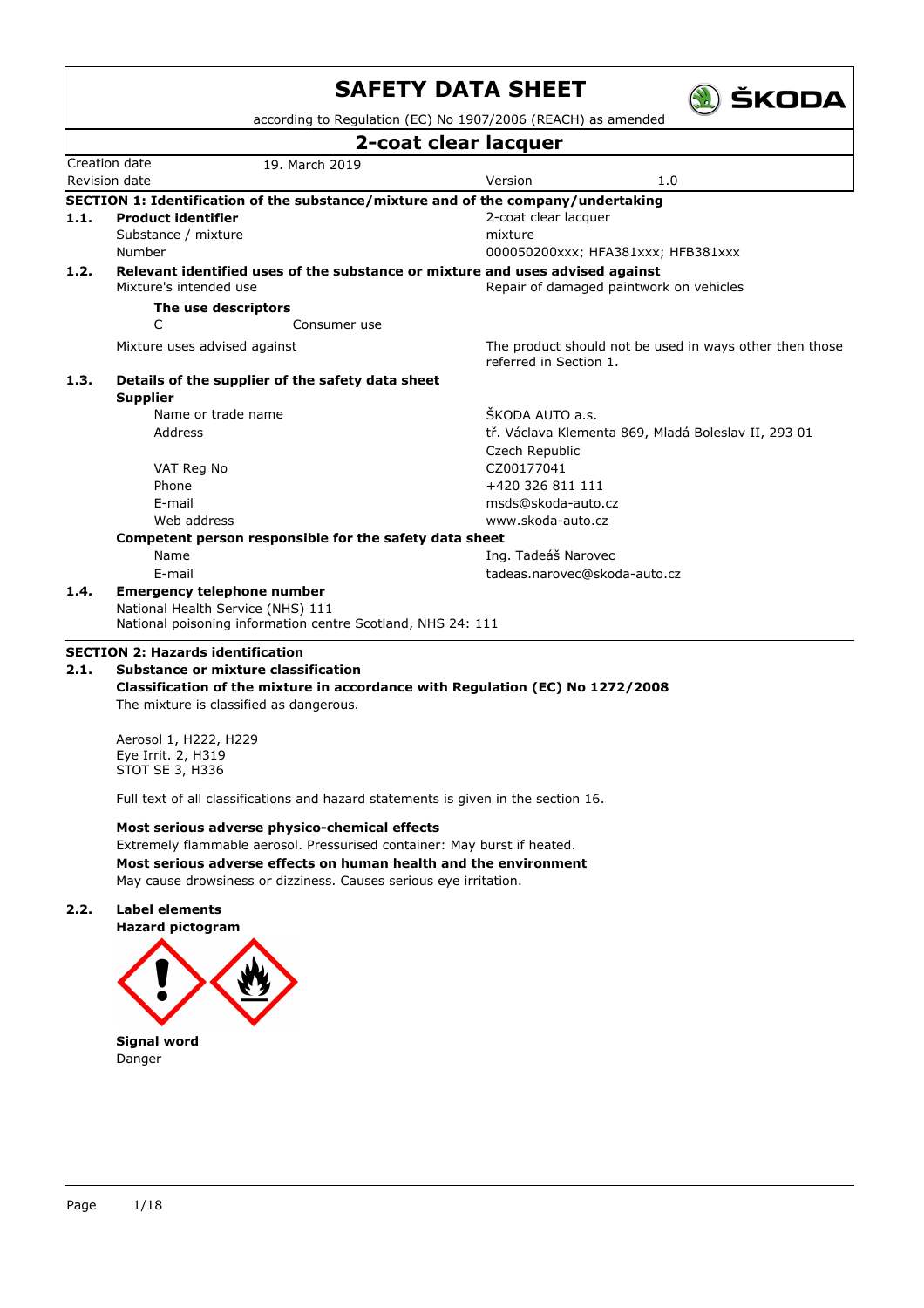# SAFETY DATA SHEET

according to Regulation (EC) No 1907/2006 (REACH) as amended

## 2-coat clear lacquer

| Creation date | 19. March 2019 | | |
|---|---|---|---|
| Revision date | | Version | 1.0 |

### SECTION 1: Identification of the substance/mixture and of the company/undertaking

**1.1. Product identifier**

| | |
|---|---|
| Product identifier | 2-coat clear lacquer |
| Substance / mixture | mixture |
| Number | 000050200xxx; HFA381xxx; HFB381xxx |

**1.2. Relevant identified uses of the substance or mixture and uses advised against**

Mixture's intended use: Repair of damaged paintwork on vehicles

**The use descriptors**

C Consumer use

Mixture uses advised against: The product should not be used in ways other then those referred in Section 1.

**1.3. Details of the supplier of the safety data sheet**

**Supplier**

| | |
|---|---|
| Name or trade name | ŠKODA AUTO a.s. |
| Address | tř. Václava Klementa 869, Mladá Boleslav II, 293 01 Czech Republic |
| VAT Reg No | CZ00177041 |
| Phone | +420 326 811 111 |
| E-mail | msds@skoda-auto.cz |
| Web address | www.skoda-auto.cz |

**Competent person responsible for the safety data sheet**

| | |
|---|---|
| Name | Ing. Tadeáš Narovec |
| E-mail | tadeas.narovec@skoda-auto.cz |

**1.4. Emergency telephone number**

National Health Service (NHS) 111
National poisoning information centre Scotland, NHS 24: 111

### SECTION 2: Hazards identification

**2.1. Substance or mixture classification**

**Classification of the mixture in accordance with Regulation (EC) No 1272/2008**

The mixture is classified as dangerous.

Aerosol 1, H222, H229
Eye Irrit. 2, H319
STOT SE 3, H336

Full text of all classifications and hazard statements is given in the section 16.

**Most serious adverse physico-chemical effects**

Extremely flammable aerosol. Pressurised container: May burst if heated.

**Most serious adverse effects on human health and the environment**

May cause drowsiness or dizziness. Causes serious eye irritation.

**2.2. Label elements**

**Hazard pictogram**

**Signal word**

Danger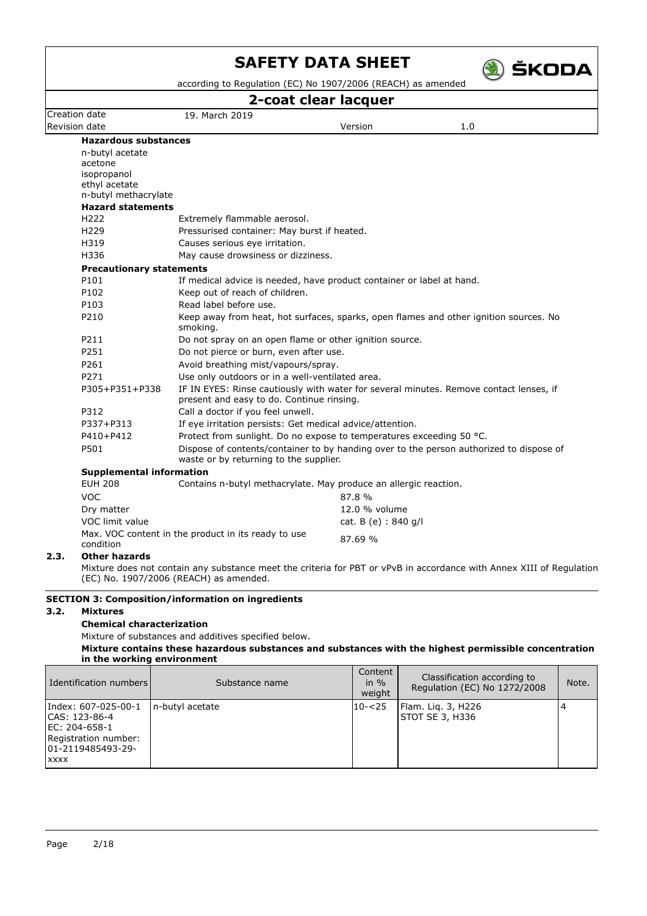**Hazardous substances**

n-butyl acetate
acetone
isopropanol
ethyl acetate
n-butyl methacrylate

**Hazard statements**

| | |
|---|---|
| H222 | Extremely flammable aerosol. |
| H229 | Pressurised container: May burst if heated. |
| H319 | Causes serious eye irritation. |
| H336 | May cause drowsiness or dizziness. |

**Precautionary statements**

| | |
|---|---|
| P101 | If medical advice is needed, have product container or label at hand. |
| P102 | Keep out of reach of children. |
| P103 | Read label before use. |
| P210 | Keep away from heat, hot surfaces, sparks, open flames and other ignition sources. No smoking. |
| P211 | Do not spray on an open flame or other ignition source. |
| P251 | Do not pierce or burn, even after use. |
| P261 | Avoid breathing mist/vapours/spray. |
| P271 | Use only outdoors or in a well-ventilated area. |
| P305+P351+P338 | IF IN EYES: Rinse cautiously with water for several minutes. Remove contact lenses, if present and easy to do. Continue rinsing. |
| P312 | Call a doctor if you feel unwell. |
| P337+P313 | If eye irritation persists: Get medical advice/attention. |
| P410+P412 | Protect from sunlight. Do no expose to temperatures exceeding 50 °C. |
| P501 | Dispose of contents/container to by handing over to the person authorized to dispose of waste or by returning to the supplier. |

**Supplemental information**

| | |
|---|---|
| EUH 208 | Contains n-butyl methacrylate. May produce an allergic reaction. |
| VOC | 87.8 % |
| Dry matter | 12.0 % volume |
| VOC limit value | cat. B (e) : 840 g/l |
| Max. VOC content in the product in its ready to use condition | 87.69 % |

### 2.3. Other hazards

Mixture does not contain any substance meet the criteria for PBT or vPvB in accordance with Annex XIII of Regulation (EC) No. 1907/2006 (REACH) as amended.

## SECTION 3: Composition/information on ingredients

### 3.2. Mixtures

**Chemical characterization**

Mixture of substances and additives specified below.

**Mixture contains these hazardous substances and substances with the highest permissible concentration in the working environment**

| Identification numbers | Substance name | Content in % weight | Classification according to Regulation (EC) No 1272/2008 | Note. |
|---|---|---|---|---|
| Index: 607-025-00-1<br>CAS: 123-86-4<br>EC: 204-658-1<br>Registration number: 01-2119485493-29-xxxx | n-butyl acetate | 10-<25 | Flam. Liq. 3, H226<br>STOT SE 3, H336 | 4 |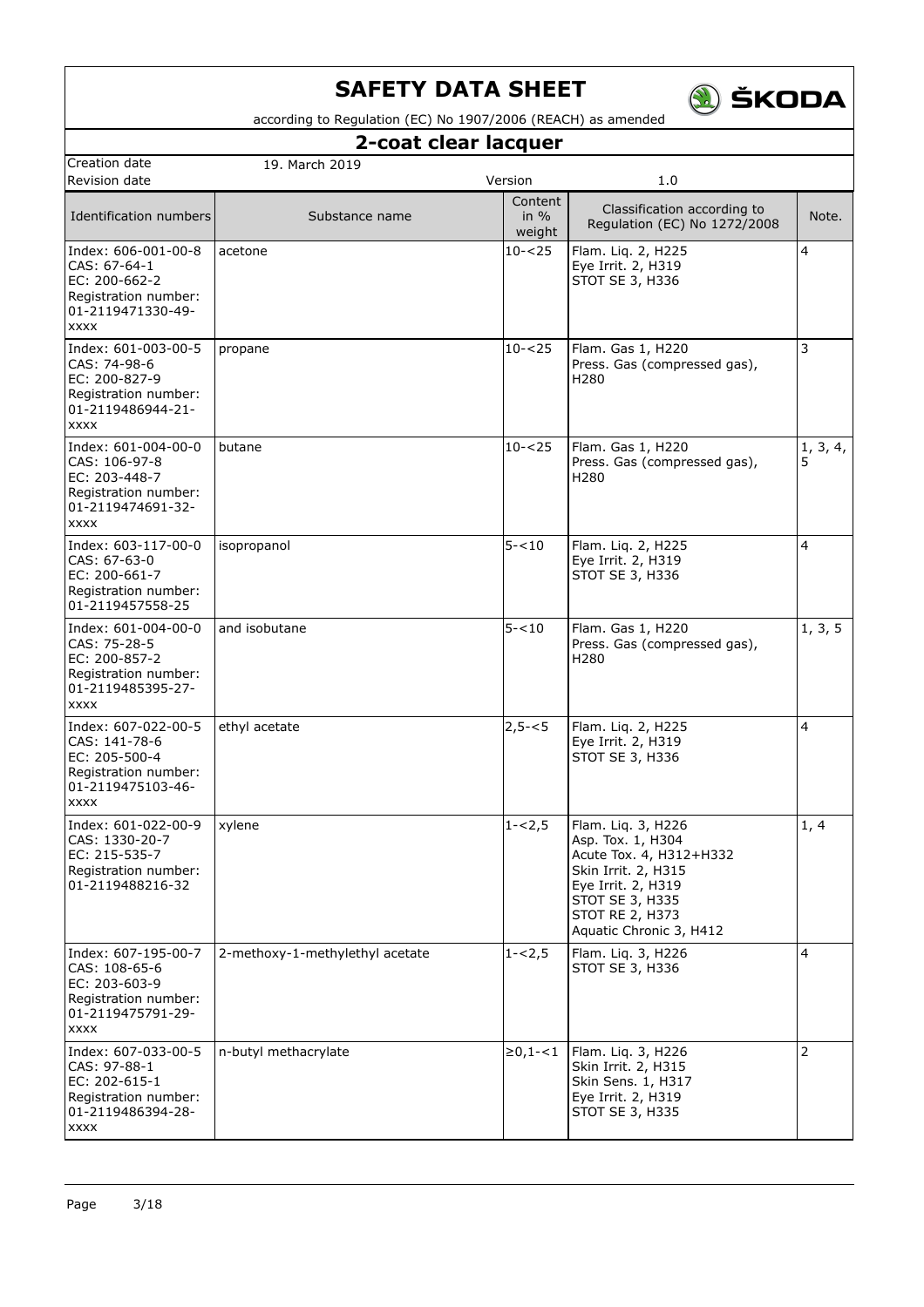# SAFETY DATA SHEET

according to Regulation (EC) No 1907/2006 (REACH) as amended

## 2-coat clear lacquer

| Creation date | 19. March 2019 | | |
|---|---|---|---|
| Revision date | | Version | 1.0 |

| Identification numbers | Substance name | Content in % weight | Classification according to Regulation (EC) No 1272/2008 | Note. |
|---|---|---|---|---|
| Index: 606-001-00-8<br>CAS: 67-64-1<br>EC: 200-662-2<br>Registration number: 01-2119471330-49-xxxx | acetone | 10-<25 | Flam. Liq. 2, H225<br>Eye Irrit. 2, H319<br>STOT SE 3, H336 | 4 |
| Index: 601-003-00-5<br>CAS: 74-98-6<br>EC: 200-827-9<br>Registration number: 01-2119486944-21-xxxx | propane | 10-<25 | Flam. Gas 1, H220<br>Press. Gas (compressed gas), H280 | 3 |
| Index: 601-004-00-0<br>CAS: 106-97-8<br>EC: 203-448-7<br>Registration number: 01-2119474691-32-xxxx | butane | 10-<25 | Flam. Gas 1, H220<br>Press. Gas (compressed gas), H280 | 1, 3, 4, 5 |
| Index: 603-117-00-0<br>CAS: 67-63-0<br>EC: 200-661-7<br>Registration number: 01-2119457558-25 | isopropanol | 5-<10 | Flam. Liq. 2, H225<br>Eye Irrit. 2, H319<br>STOT SE 3, H336 | 4 |
| Index: 601-004-00-0<br>CAS: 75-28-5<br>EC: 200-857-2<br>Registration number: 01-2119485395-27-xxxx | and isobutane | 5-<10 | Flam. Gas 1, H220<br>Press. Gas (compressed gas), H280 | 1, 3, 5 |
| Index: 607-022-00-5<br>CAS: 141-78-6<br>EC: 205-500-4<br>Registration number: 01-2119475103-46-xxxx | ethyl acetate | 2,5-<5 | Flam. Liq. 2, H225<br>Eye Irrit. 2, H319<br>STOT SE 3, H336 | 4 |
| Index: 601-022-00-9<br>CAS: 1330-20-7<br>EC: 215-535-7<br>Registration number: 01-2119488216-32 | xylene | 1-<2,5 | Flam. Liq. 3, H226<br>Asp. Tox. 1, H304<br>Acute Tox. 4, H312+H332<br>Skin Irrit. 2, H315<br>Eye Irrit. 2, H319<br>STOT SE 3, H335<br>STOT RE 2, H373<br>Aquatic Chronic 3, H412 | 1, 4 |
| Index: 607-195-00-7<br>CAS: 108-65-6<br>EC: 203-603-9<br>Registration number: 01-2119475791-29-xxxx | 2-methoxy-1-methylethyl acetate | 1-<2,5 | Flam. Liq. 3, H226<br>STOT SE 3, H336 | 4 |
| Index: 607-033-00-5<br>CAS: 97-88-1<br>EC: 202-615-1<br>Registration number: 01-2119486394-28-xxxx | n-butyl methacrylate | ≥0,1-<1 | Flam. Liq. 3, H226<br>Skin Irrit. 2, H315<br>Skin Sens. 1, H317<br>Eye Irrit. 2, H319<br>STOT SE 3, H335 | 2 |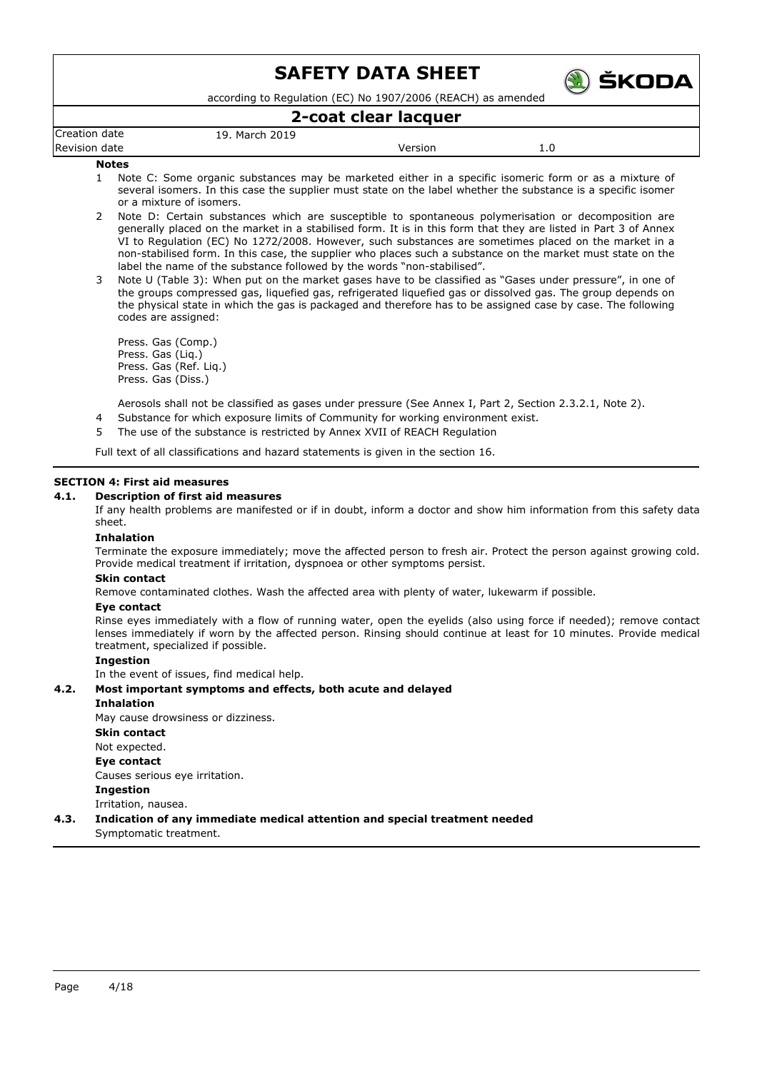**Notes**

1. Note C: Some organic substances may be marketed either in a specific isomeric form or as a mixture of several isomers. In this case the supplier must state on the label whether the substance is a specific isomer or a mixture of isomers.
2. Note D: Certain substances which are susceptible to spontaneous polymerisation or decomposition are generally placed on the market in a stabilised form. It is in this form that they are listed in Part 3 of Annex VI to Regulation (EC) No 1272/2008. However, such substances are sometimes placed on the market in a non-stabilised form. In this case, the supplier who places such a substance on the market must state on the label the name of the substance followed by the words "non-stabilised".
3. Note U (Table 3): When put on the market gases have to be classified as "Gases under pressure", in one of the groups compressed gas, liquefied gas, refrigerated liquefied gas or dissolved gas. The group depends on the physical state in which the gas is packaged and therefore has to be assigned case by case. The following codes are assigned:

   Press. Gas (Comp.)
   Press. Gas (Liq.)
   Press. Gas (Ref. Liq.)
   Press. Gas (Diss.)

   Aerosols shall not be classified as gases under pressure (See Annex I, Part 2, Section 2.3.2.1, Note 2).
4. Substance for which exposure limits of Community for working environment exist.
5. The use of the substance is restricted by Annex XVII of REACH Regulation

Full text of all classifications and hazard statements is given in the section 16.

## SECTION 4: First aid measures

### 4.1. Description of first aid measures

If any health problems are manifested or if in doubt, inform a doctor and show him information from this safety data sheet.

**Inhalation**

Terminate the exposure immediately; move the affected person to fresh air. Protect the person against growing cold. Provide medical treatment if irritation, dyspnoea or other symptoms persist.

**Skin contact**

Remove contaminated clothes. Wash the affected area with plenty of water, lukewarm if possible.

**Eye contact**

Rinse eyes immediately with a flow of running water, open the eyelids (also using force if needed); remove contact lenses immediately if worn by the affected person. Rinsing should continue at least for 10 minutes. Provide medical treatment, specialized if possible.

**Ingestion**

In the event of issues, find medical help.

### 4.2. Most important symptoms and effects, both acute and delayed

**Inhalation**

May cause drowsiness or dizziness.

**Skin contact**

Not expected.

**Eye contact**

Causes serious eye irritation.

**Ingestion**

Irritation, nausea.

### 4.3. Indication of any immediate medical attention and special treatment needed

Symptomatic treatment.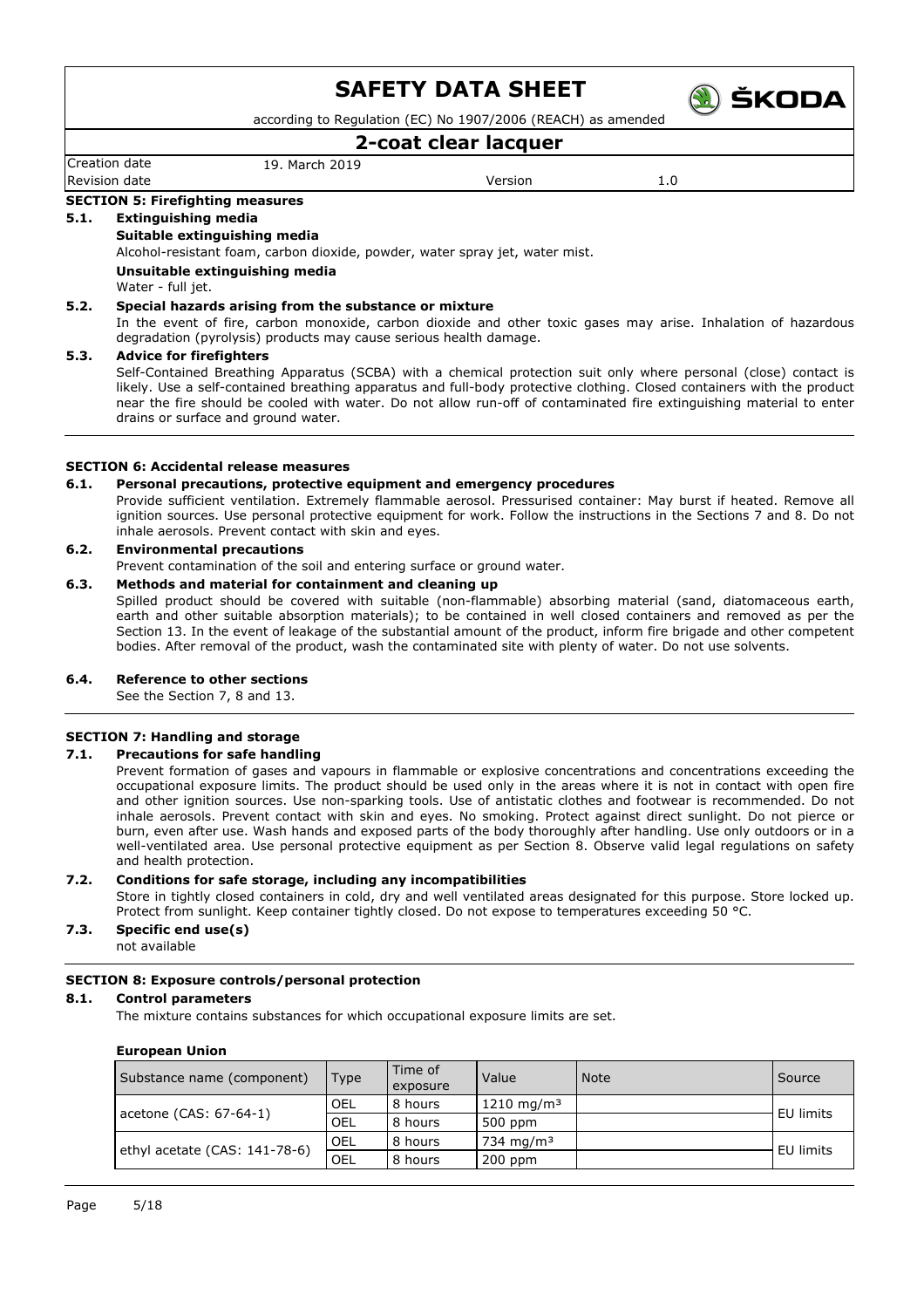## SECTION 5: Firefighting measures

### 5.1. Extinguishing media

**Suitable extinguishing media**

Alcohol-resistant foam, carbon dioxide, powder, water spray jet, water mist.

**Unsuitable extinguishing media**

Water - full jet.

### 5.2. Special hazards arising from the substance or mixture

In the event of fire, carbon monoxide, carbon dioxide and other toxic gases may arise. Inhalation of hazardous degradation (pyrolysis) products may cause serious health damage.

### 5.3. Advice for firefighters

Self-Contained Breathing Apparatus (SCBA) with a chemical protection suit only where personal (close) contact is likely. Use a self-contained breathing apparatus and full-body protective clothing. Closed containers with the product near the fire should be cooled with water. Do not allow run-off of contaminated fire extinguishing material to enter drains or surface and ground water.

## SECTION 6: Accidental release measures

### 6.1. Personal precautions, protective equipment and emergency procedures

Provide sufficient ventilation. Extremely flammable aerosol. Pressurised container: May burst if heated. Remove all ignition sources. Use personal protective equipment for work. Follow the instructions in the Sections 7 and 8. Do not inhale aerosols. Prevent contact with skin and eyes.

### 6.2. Environmental precautions

Prevent contamination of the soil and entering surface or ground water.

### 6.3. Methods and material for containment and cleaning up

Spilled product should be covered with suitable (non-flammable) absorbing material (sand, diatomaceous earth, earth and other suitable absorption materials); to be contained in well closed containers and removed as per the Section 13. In the event of leakage of the substantial amount of the product, inform fire brigade and other competent bodies. After removal of the product, wash the contaminated site with plenty of water. Do not use solvents.

### 6.4. Reference to other sections

See the Section 7, 8 and 13.

## SECTION 7: Handling and storage

### 7.1. Precautions for safe handling

Prevent formation of gases and vapours in flammable or explosive concentrations and concentrations exceeding the occupational exposure limits. The product should be used only in the areas where it is not in contact with open fire and other ignition sources. Use non-sparking tools. Use of antistatic clothes and footwear is recommended. Do not inhale aerosols. Prevent contact with skin and eyes. No smoking. Protect against direct sunlight. Do not pierce or burn, even after use. Wash hands and exposed parts of the body thoroughly after handling. Use only outdoors or in a well-ventilated area. Use personal protective equipment as per Section 8. Observe valid legal regulations on safety and health protection.

### 7.2. Conditions for safe storage, including any incompatibilities

Store in tightly closed containers in cold, dry and well ventilated areas designated for this purpose. Store locked up. Protect from sunlight. Keep container tightly closed. Do not expose to temperatures exceeding 50 °C.

### 7.3. Specific end use(s)

not available

## SECTION 8: Exposure controls/personal protection

### 8.1. Control parameters

The mixture contains substances for which occupational exposure limits are set.

**European Union**

| Substance name (component) | Type | Time of exposure | Value | Note | Source |
|---|---|---|---|---|---|
| acetone (CAS: 67-64-1) | OEL | 8 hours | 1210 mg/m³ | | EU limits |
| | OEL | 8 hours | 500 ppm | | |
| ethyl acetate (CAS: 141-78-6) | OEL | 8 hours | 734 mg/m³ | | EU limits |
| | OEL | 8 hours | 200 ppm | | |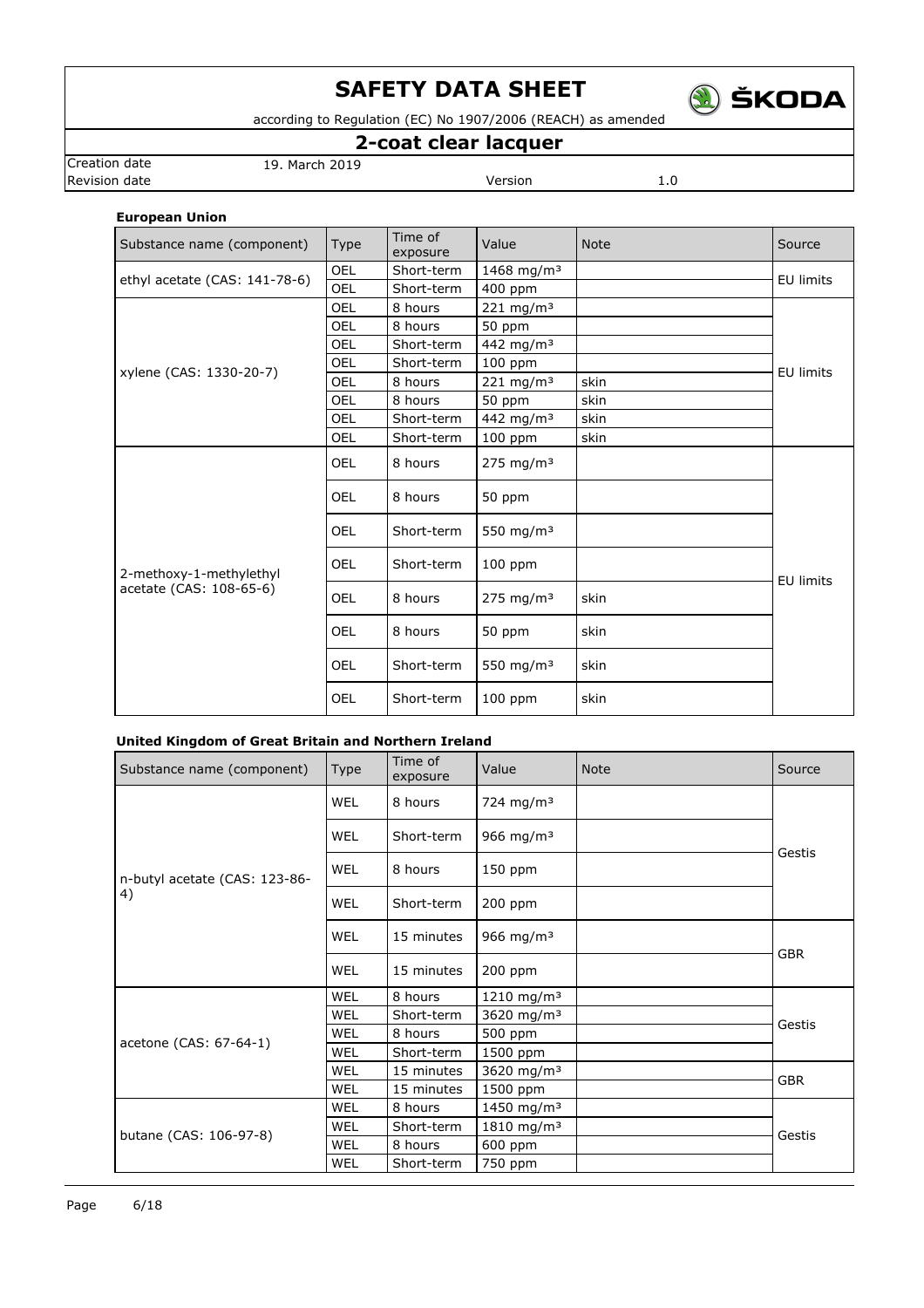**European Union**

| Substance name (component) | Type | Time of exposure | Value | Note | Source |
|---|---|---|---|---|---|
| ethyl acetate (CAS: 141-78-6) | OEL | Short-term | 1468 mg/m³ | | EU limits |
| | OEL | Short-term | 400 ppm | | |
| xylene (CAS: 1330-20-7) | OEL | 8 hours | 221 mg/m³ | | EU limits |
| | OEL | 8 hours | 50 ppm | | |
| | OEL | Short-term | 442 mg/m³ | | |
| | OEL | Short-term | 100 ppm | | |
| | OEL | 8 hours | 221 mg/m³ | skin | |
| | OEL | 8 hours | 50 ppm | skin | |
| | OEL | Short-term | 442 mg/m³ | skin | |
| | OEL | Short-term | 100 ppm | skin | |
| 2-methoxy-1-methylethyl acetate (CAS: 108-65-6) | OEL | 8 hours | 275 mg/m³ | | EU limits |
| | OEL | 8 hours | 50 ppm | | |
| | OEL | Short-term | 550 mg/m³ | | |
| | OEL | Short-term | 100 ppm | | |
| | OEL | 8 hours | 275 mg/m³ | skin | |
| | OEL | 8 hours | 50 ppm | skin | |
| | OEL | Short-term | 550 mg/m³ | skin | |
| | OEL | Short-term | 100 ppm | skin | |

**United Kingdom of Great Britain and Northern Ireland**

| Substance name (component) | Type | Time of exposure | Value | Note | Source |
|---|---|---|---|---|---|
| n-butyl acetate (CAS: 123-86-4) | WEL | 8 hours | 724 mg/m³ | | Gestis |
| | WEL | Short-term | 966 mg/m³ | | |
| | WEL | 8 hours | 150 ppm | | |
| | WEL | Short-term | 200 ppm | | |
| | WEL | 15 minutes | 966 mg/m³ | | GBR |
| | WEL | 15 minutes | 200 ppm | | |
| acetone (CAS: 67-64-1) | WEL | 8 hours | 1210 mg/m³ | | Gestis |
| | WEL | Short-term | 3620 mg/m³ | | |
| | WEL | 8 hours | 500 ppm | | |
| | WEL | Short-term | 1500 ppm | | |
| | WEL | 15 minutes | 3620 mg/m³ | | GBR |
| | WEL | 15 minutes | 1500 ppm | | |
| butane (CAS: 106-97-8) | WEL | 8 hours | 1450 mg/m³ | | Gestis |
| | WEL | Short-term | 1810 mg/m³ | | |
| | WEL | 8 hours | 600 ppm | | |
| | WEL | Short-term | 750 ppm | | |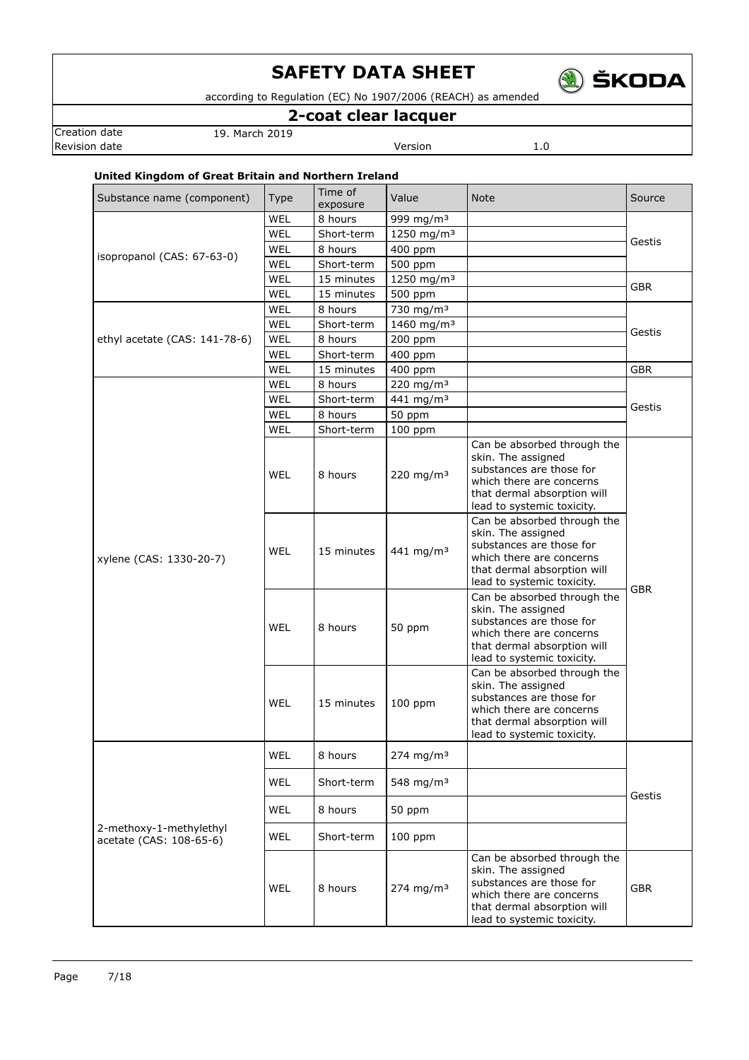**United Kingdom of Great Britain and Northern Ireland**

| Substance name (component) | Type | Time of exposure | Value | Note | Source |
|---|---|---|---|---|---|
| isopropanol (CAS: 67-63-0) | WEL | 8 hours | 999 mg/m³ | | Gestis |
| | WEL | Short-term | 1250 mg/m³ | | |
| | WEL | 8 hours | 400 ppm | | |
| | WEL | Short-term | 500 ppm | | |
| | WEL | 15 minutes | 1250 mg/m³ | | GBR |
| | WEL | 15 minutes | 500 ppm | | |
| ethyl acetate (CAS: 141-78-6) | WEL | 8 hours | 730 mg/m³ | | Gestis |
| | WEL | Short-term | 1460 mg/m³ | | |
| | WEL | 8 hours | 200 ppm | | |
| | WEL | Short-term | 400 ppm | | |
| | WEL | 15 minutes | 400 ppm | | GBR |
| xylene (CAS: 1330-20-7) | WEL | 8 hours | 220 mg/m³ | | Gestis |
| | WEL | Short-term | 441 mg/m³ | | |
| | WEL | 8 hours | 50 ppm | | |
| | WEL | Short-term | 100 ppm | | |
| | WEL | 8 hours | 220 mg/m³ | Can be absorbed through the skin. The assigned substances are those for which there are concerns that dermal absorption will lead to systemic toxicity. | GBR |
| | WEL | 15 minutes | 441 mg/m³ | Can be absorbed through the skin. The assigned substances are those for which there are concerns that dermal absorption will lead to systemic toxicity. | |
| | WEL | 8 hours | 50 ppm | Can be absorbed through the skin. The assigned substances are those for which there are concerns that dermal absorption will lead to systemic toxicity. | |
| | WEL | 15 minutes | 100 ppm | Can be absorbed through the skin. The assigned substances are those for which there are concerns that dermal absorption will lead to systemic toxicity. | |
| 2-methoxy-1-methylethyl acetate (CAS: 108-65-6) | WEL | 8 hours | 274 mg/m³ | | Gestis |
| | WEL | Short-term | 548 mg/m³ | | |
| | WEL | 8 hours | 50 ppm | | |
| | WEL | Short-term | 100 ppm | | |
| | WEL | 8 hours | 274 mg/m³ | Can be absorbed through the skin. The assigned substances are those for which there are concerns that dermal absorption will lead to systemic toxicity. | GBR |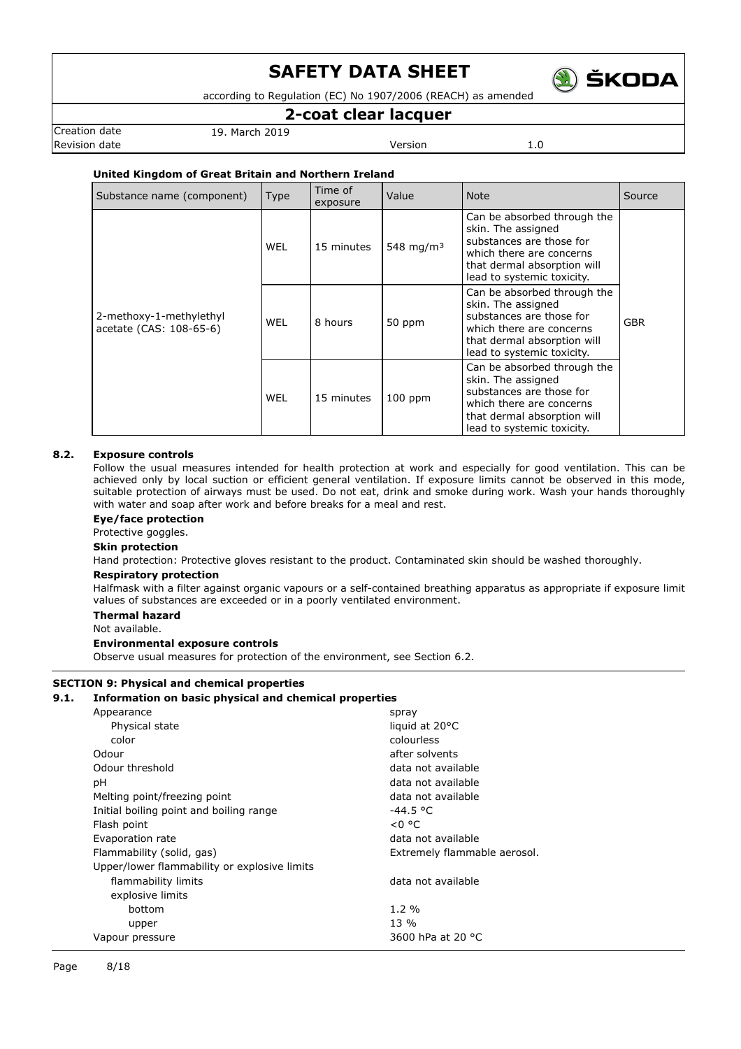**United Kingdom of Great Britain and Northern Ireland**

| Substance name (component) | Type | Time of exposure | Value | Note | Source |
|---|---|---|---|---|---|
| 2-methoxy-1-methylethyl acetate (CAS: 108-65-6) | WEL | 15 minutes | 548 mg/m³ | Can be absorbed through the skin. The assigned substances are those for which there are concerns that dermal absorption will lead to systemic toxicity. | GBR |
| | WEL | 8 hours | 50 ppm | Can be absorbed through the skin. The assigned substances are those for which there are concerns that dermal absorption will lead to systemic toxicity. | |
| | WEL | 15 minutes | 100 ppm | Can be absorbed through the skin. The assigned substances are those for which there are concerns that dermal absorption will lead to systemic toxicity. | |

### 8.2. Exposure controls

Follow the usual measures intended for health protection at work and especially for good ventilation. This can be achieved only by local suction or efficient general ventilation. If exposure limits cannot be observed in this mode, suitable protection of airways must be used. Do not eat, drink and smoke during work. Wash your hands thoroughly with water and soap after work and before breaks for a meal and rest.

**Eye/face protection**

Protective goggles.

**Skin protection**

Hand protection: Protective gloves resistant to the product. Contaminated skin should be washed thoroughly.

**Respiratory protection**

Halfmask with a filter against organic vapours or a self-contained breathing apparatus as appropriate if exposure limit values of substances are exceeded or in a poorly ventilated environment.

**Thermal hazard**

Not available.

**Environmental exposure controls**

Observe usual measures for protection of the environment, see Section 6.2.

## SECTION 9: Physical and chemical properties

### 9.1. Information on basic physical and chemical properties

| Property | Value |
|---|---|
| Appearance | spray |
| Physical state | liquid at 20°C |
| color | colourless |
| Odour | after solvents |
| Odour threshold | data not available |
| pH | data not available |
| Melting point/freezing point | data not available |
| Initial boiling point and boiling range | -44.5 °C |
| Flash point | <0 °C |
| Evaporation rate | data not available |
| Flammability (solid, gas) | Extremely flammable aerosol. |
| Upper/lower flammability or explosive limits | |
| flammability limits | data not available |
| explosive limits | |
| bottom | 1.2 % |
| upper | 13 % |
| Vapour pressure | 3600 hPa at 20 °C |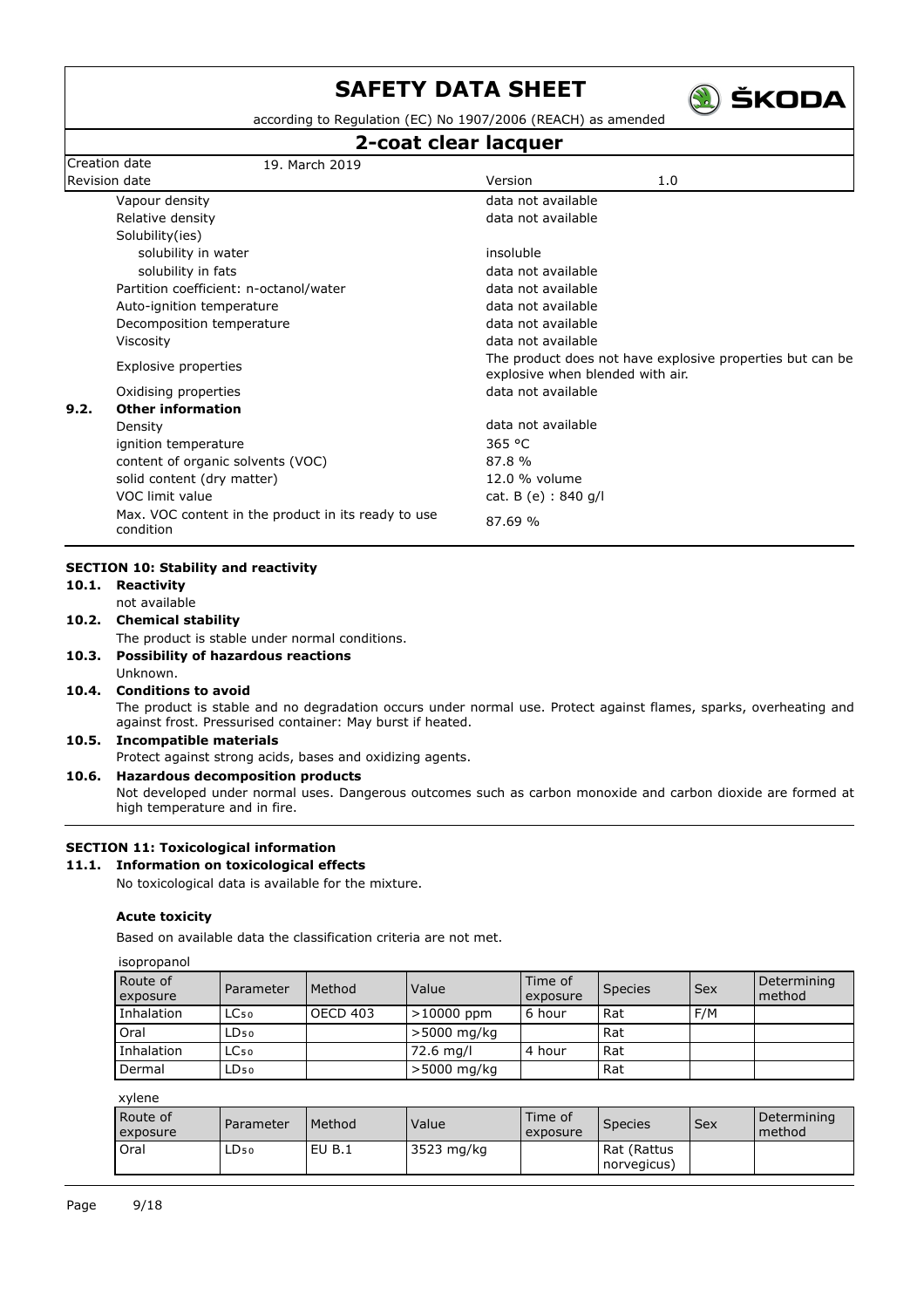| Property | Value |
|---|---|
| Vapour density | data not available |
| Relative density | data not available |
| Solubility(ies) | |
| solubility in water | insoluble |
| solubility in fats | data not available |
| Partition coefficient: n-octanol/water | data not available |
| Auto-ignition temperature | data not available |
| Decomposition temperature | data not available |
| Viscosity | data not available |
| Explosive properties | The product does not have explosive properties but can be explosive when blended with air. |
| Oxidising properties | data not available |

### 9.2. Other information

| Property | Value |
|---|---|
| Density | data not available |
| ignition temperature | 365 °C |
| content of organic solvents (VOC) | 87.8 % |
| solid content (dry matter) | 12.0 % volume |
| VOC limit value | cat. B (e) : 840 g/l |
| Max. VOC content in the product in its ready to use condition | 87.69 % |

## SECTION 10: Stability and reactivity

### 10.1. Reactivity

not available

### 10.2. Chemical stability

The product is stable under normal conditions.

### 10.3. Possibility of hazardous reactions

Unknown.

### 10.4. Conditions to avoid

The product is stable and no degradation occurs under normal use. Protect against flames, sparks, overheating and against frost. Pressurised container: May burst if heated.

### 10.5. Incompatible materials

Protect against strong acids, bases and oxidizing agents.

### 10.6. Hazardous decomposition products

Not developed under normal uses. Dangerous outcomes such as carbon monoxide and carbon dioxide are formed at high temperature and in fire.

## SECTION 11: Toxicological information

### 11.1. Information on toxicological effects

No toxicological data is available for the mixture.

**Acute toxicity**

Based on available data the classification criteria are not met.

isopropanol

| Route of exposure | Parameter | Method | Value | Time of exposure | Species | Sex | Determining method |
|---|---|---|---|---|---|---|---|
| Inhalation | $LC_{50}$ | OECD 403 | >10000 ppm | 6 hour | Rat | F/M | |
| Oral | $LD_{50}$ | | >5000 mg/kg | | Rat | | |
| Inhalation | $LC_{50}$ | | 72.6 mg/l | 4 hour | Rat | | |
| Dermal | $LD_{50}$ | | >5000 mg/kg | | Rat | | |

xylene

| Route of exposure | Parameter | Method | Value | Time of exposure | Species | Sex | Determining method |
|---|---|---|---|---|---|---|---|
| Oral | $LD_{50}$ | EU B.1 | 3523 mg/kg | | Rat (Rattus norvegicus) | | |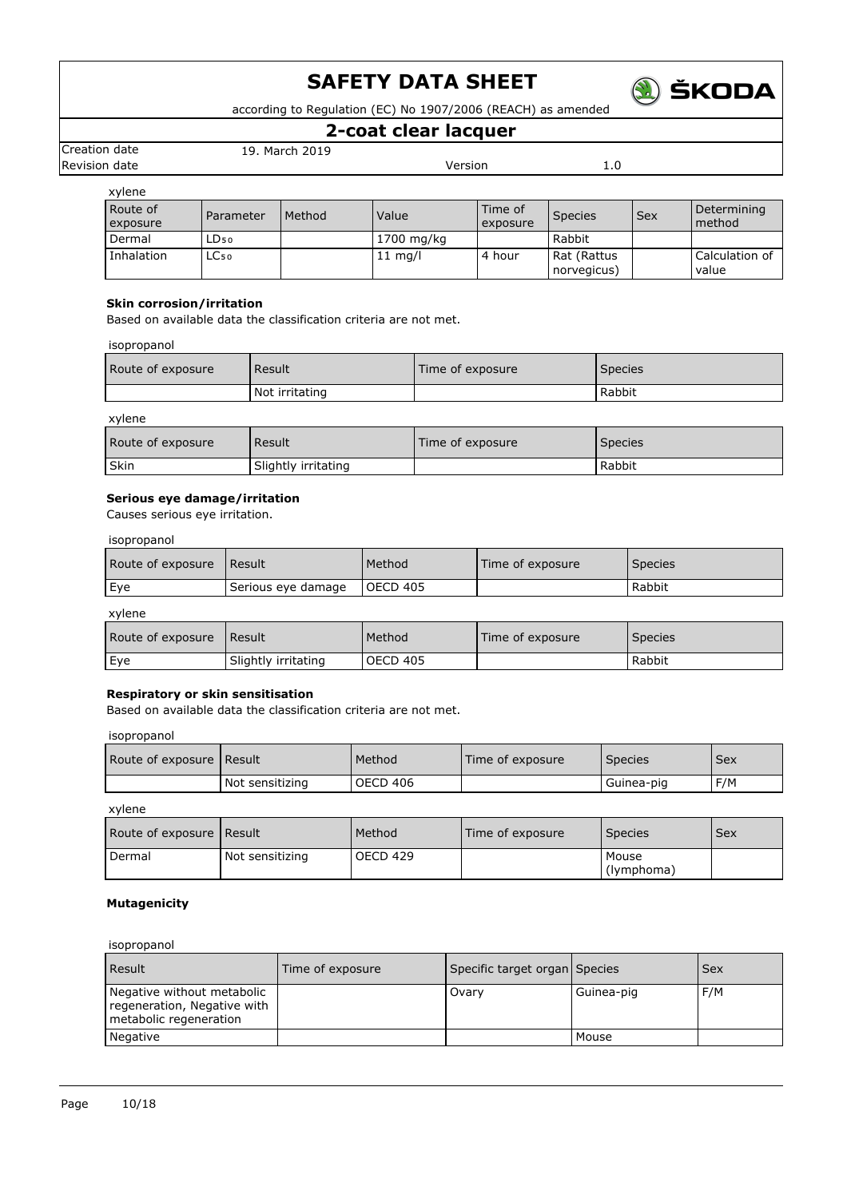xylene

| Route of exposure | Parameter | Method | Value | Time of exposure | Species | Sex | Determining method |
|---|---|---|---|---|---|---|---|
| Dermal | $LD_{50}$ | | 1700 mg/kg | | Rabbit | | |
| Inhalation | $LC_{50}$ | | 11 mg/l | 4 hour | Rat (Rattus norvegicus) | | Calculation of value |

**Skin corrosion/irritation**

Based on available data the classification criteria are not met.

isopropanol

| Route of exposure | Result | Time of exposure | Species |
|---|---|---|---|
| | Not irritating | | Rabbit |

xylene

| Route of exposure | Result | Time of exposure | Species |
|---|---|---|---|
| Skin | Slightly irritating | | Rabbit |

**Serious eye damage/irritation**

Causes serious eye irritation.

isopropanol

| Route of exposure | Result | Method | Time of exposure | Species |
|---|---|---|---|---|
| Eye | Serious eye damage | OECD 405 | | Rabbit |

xylene

| Route of exposure | Result | Method | Time of exposure | Species |
|---|---|---|---|---|
| Eye | Slightly irritating | OECD 405 | | Rabbit |

**Respiratory or skin sensitisation**

Based on available data the classification criteria are not met.

isopropanol

| Route of exposure | Result | Method | Time of exposure | Species | Sex |
|---|---|---|---|---|---|
| | Not sensitizing | OECD 406 | | Guinea-pig | F/M |

xylene

| Route of exposure | Result | Method | Time of exposure | Species | Sex |
|---|---|---|---|---|---|
| Dermal | Not sensitizing | OECD 429 | | Mouse (lymphoma) | |

**Mutagenicity**

isopropanol

| Result | Time of exposure | Specific target organ | Species | Sex |
|---|---|---|---|---|
| Negative without metabolic regeneration, Negative with metabolic regeneration | | Ovary | Guinea-pig | F/M |
| Negative | | | Mouse | |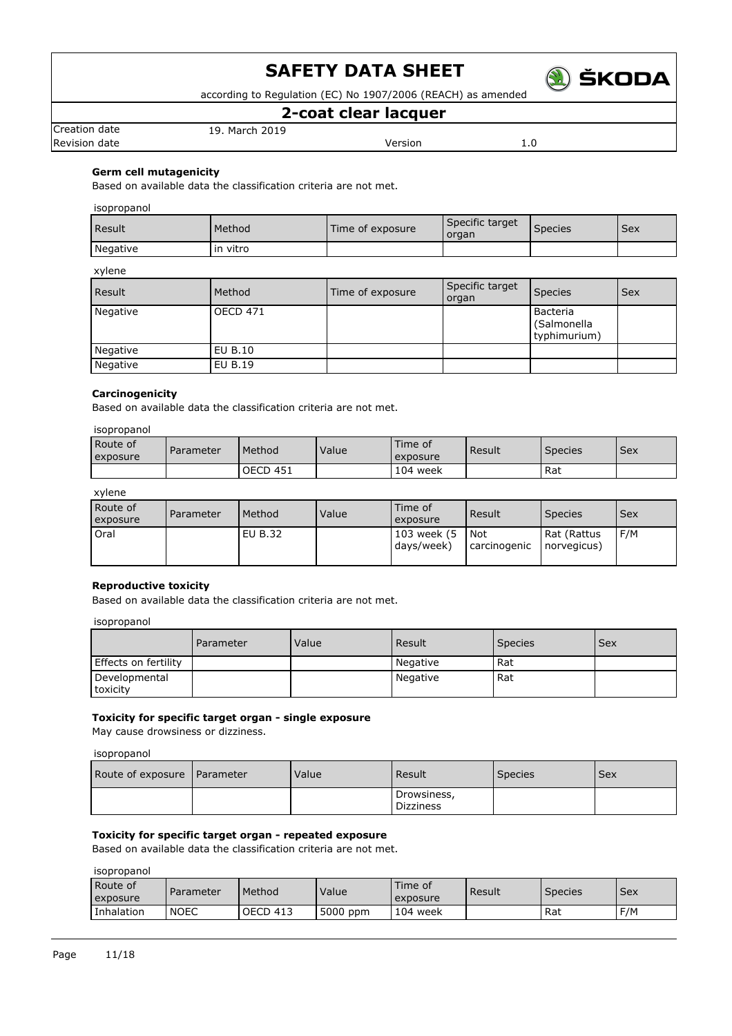#### Germ cell mutagenicity

Based on available data the classification criteria are not met.

isopropanol

| Result | Method | Time of exposure | Specific target organ | Species | Sex |
|---|---|---|---|---|---|
| Negative | in vitro | | | | |

xylene

| Result | Method | Time of exposure | Specific target organ | Species | Sex |
|---|---|---|---|---|---|
| Negative | OECD 471 | | | Bacteria (Salmonella typhimurium) | |
| Negative | EU B.10 | | | | |
| Negative | EU B.19 | | | | |

#### Carcinogenicity

Based on available data the classification criteria are not met.

isopropanol

| Route of exposure | Parameter | Method | Value | Time of exposure | Result | Species | Sex |
|---|---|---|---|---|---|---|---|
| | | OECD 451 | | 104 week | | Rat | |

xylene

| Route of exposure | Parameter | Method | Value | Time of exposure | Result | Species | Sex |
|---|---|---|---|---|---|---|---|
| Oral | | EU B.32 | | 103 week (5 days/week) | Not carcinogenic | Rat (Rattus norvegicus) | F/M |

#### Reproductive toxicity

Based on available data the classification criteria are not met.

isopropanol

| | Parameter | Value | Result | Species | Sex |
|---|---|---|---|---|---|
| Effects on fertility | | | Negative | Rat | |
| Developmental toxicity | | | Negative | Rat | |

#### Toxicity for specific target organ - single exposure

May cause drowsiness or dizziness.

isopropanol

| Route of exposure | Parameter | Value | Result | Species | Sex |
|---|---|---|---|---|---|
| | | | Drowsiness, Dizziness | | |

#### Toxicity for specific target organ - repeated exposure

Based on available data the classification criteria are not met.

isopropanol

| Route of exposure | Parameter | Method | Value | Time of exposure | Result | Species | Sex |
|---|---|---|---|---|---|---|---|
| Inhalation | NOEC | OECD 413 | 5000 ppm | 104 week | | Rat | F/M |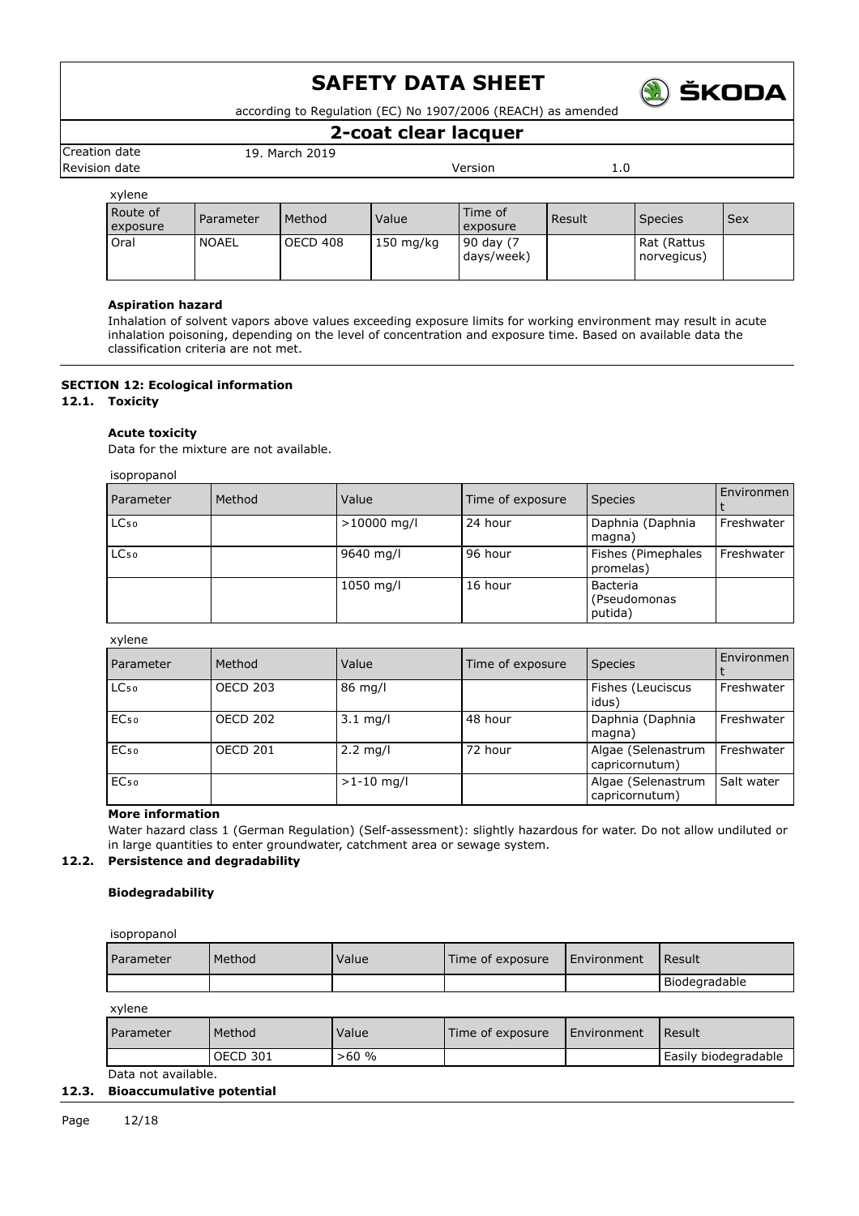xylene

| Route of exposure | Parameter | Method | Value | Time of exposure | Result | Species | Sex |
|---|---|---|---|---|---|---|---|
| Oral | NOAEL | OECD 408 | 150 mg/kg | 90 day (7 days/week) | | Rat (Rattus norvegicus) | |

**Aspiration hazard**

Inhalation of solvent vapors above values exceeding exposure limits for working environment may result in acute inhalation poisoning, depending on the level of concentration and exposure time. Based on available data the classification criteria are not met.

## SECTION 12: Ecological information

### 12.1. Toxicity

**Acute toxicity**

Data for the mixture are not available.

isopropanol

| Parameter | Method | Value | Time of exposure | Species | Environment |
|---|---|---|---|---|---|
| $LC_{50}$ | | >10000 mg/l | 24 hour | Daphnia (Daphnia magna) | Freshwater |
| $LC_{50}$ | | 9640 mg/l | 96 hour | Fishes (Pimephales promelas) | Freshwater |
| | | 1050 mg/l | 16 hour | Bacteria (Pseudomonas putida) | |

xylene

| Parameter | Method | Value | Time of exposure | Species | Environment |
|---|---|---|---|---|---|
| $LC_{50}$ | OECD 203 | 86 mg/l | | Fishes (Leuciscus idus) | Freshwater |
| $EC_{50}$ | OECD 202 | 3.1 mg/l | 48 hour | Daphnia (Daphnia magna) | Freshwater |
| $EC_{50}$ | OECD 201 | 2.2 mg/l | 72 hour | Algae (Selenastrum capricornutum) | Freshwater |
| $EC_{50}$ | | >1-10 mg/l | | Algae (Selenastrum capricornutum) | Salt water |

**More information**

Water hazard class 1 (German Regulation) (Self-assessment): slightly hazardous for water. Do not allow undiluted or in large quantities to enter groundwater, catchment area or sewage system.

### 12.2. Persistence and degradability

**Biodegradability**

isopropanol

| Parameter | Method | Value | Time of exposure | Environment | Result |
|---|---|---|---|---|---|
| | | | | | Biodegradable |

xylene

| Parameter | Method | Value | Time of exposure | Environment | Result |
|---|---|---|---|---|---|
| | OECD 301 | >60 % | | | Easily biodegradable |

Data not available.

### 12.3. Bioaccumulative potential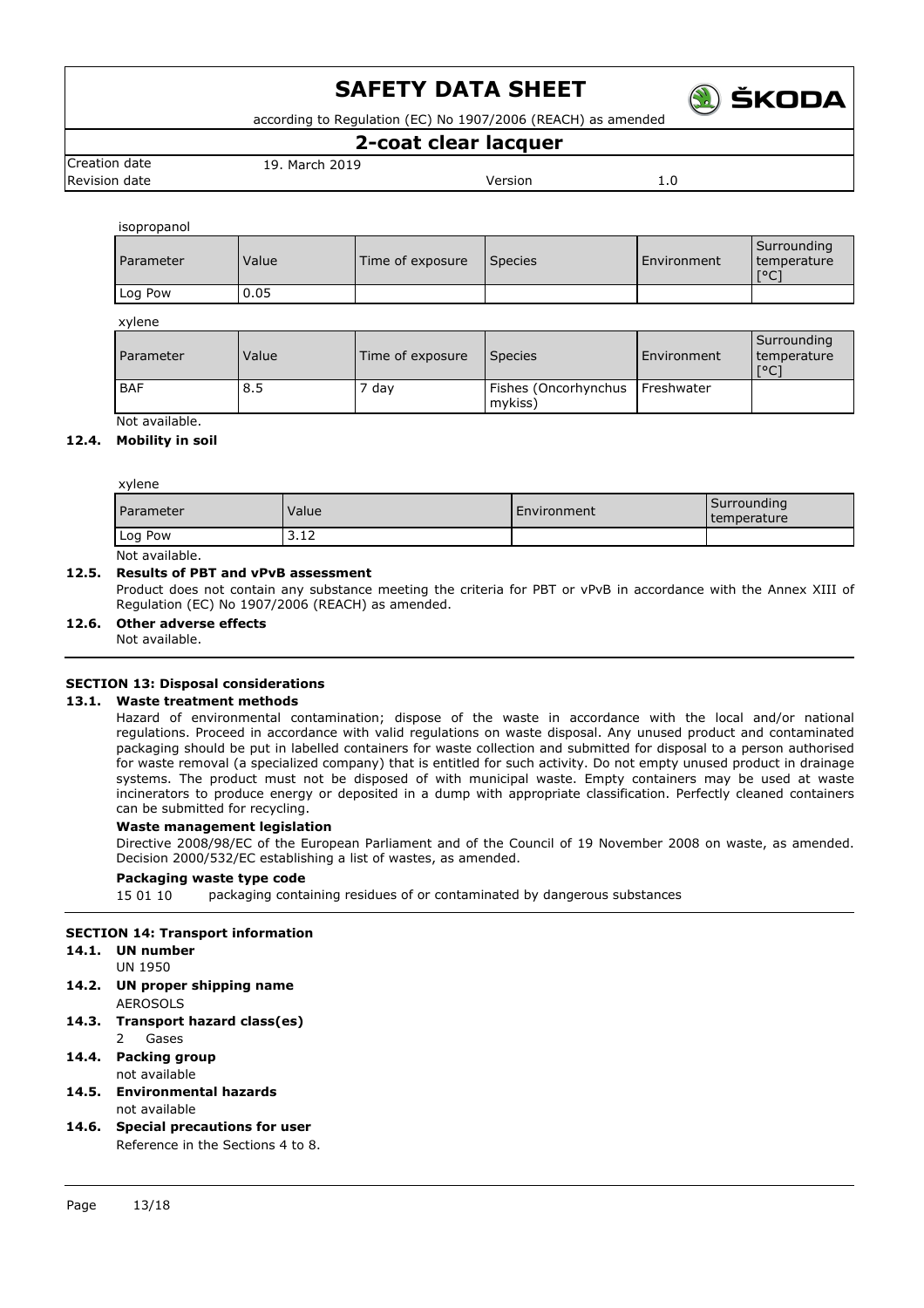isopropanol

| Parameter | Value | Time of exposure | Species | Environment | Surrounding temperature [°C] |
|---|---|---|---|---|---|
| Log Pow | 0.05 | | | | |

xylene

| Parameter | Value | Time of exposure | Species | Environment | Surrounding temperature [°C] |
|---|---|---|---|---|---|
| BAF | 8.5 | 7 day | Fishes (Oncorhynchus mykiss) | Freshwater | |

Not available.

### 12.4. Mobility in soil

xylene

| Parameter | Value | Environment | Surrounding temperature |
|---|---|---|---|
| Log Pow | 3.12 | | |

Not available.

### 12.5. Results of PBT and vPvB assessment

Product does not contain any substance meeting the criteria for PBT or vPvB in accordance with the Annex XIII of Regulation (EC) No 1907/2006 (REACH) as amended.

### 12.6. Other adverse effects

Not available.

## SECTION 13: Disposal considerations

### 13.1. Waste treatment methods

Hazard of environmental contamination; dispose of the waste in accordance with the local and/or national regulations. Proceed in accordance with valid regulations on waste disposal. Any unused product and contaminated packaging should be put in labelled containers for waste collection and submitted for disposal to a person authorised for waste removal (a specialized company) that is entitled for such activity. Do not empty unused product in drainage systems. The product must not be disposed of with municipal waste. Empty containers may be used at waste incinerators to produce energy or deposited in a dump with appropriate classification. Perfectly cleaned containers can be submitted for recycling.

**Waste management legislation**

Directive 2008/98/EC of the European Parliament and of the Council of 19 November 2008 on waste, as amended. Decision 2000/532/EC establishing a list of wastes, as amended.

**Packaging waste type code**

15 01 10 packaging containing residues of or contaminated by dangerous substances

## SECTION 14: Transport information

### 14.1. UN number

UN 1950

### 14.2. UN proper shipping name

AEROSOLS

### 14.3. Transport hazard class(es)

2 Gases

### 14.4. Packing group

not available

### 14.5. Environmental hazards

not available

### 14.6. Special precautions for user

Reference in the Sections 4 to 8.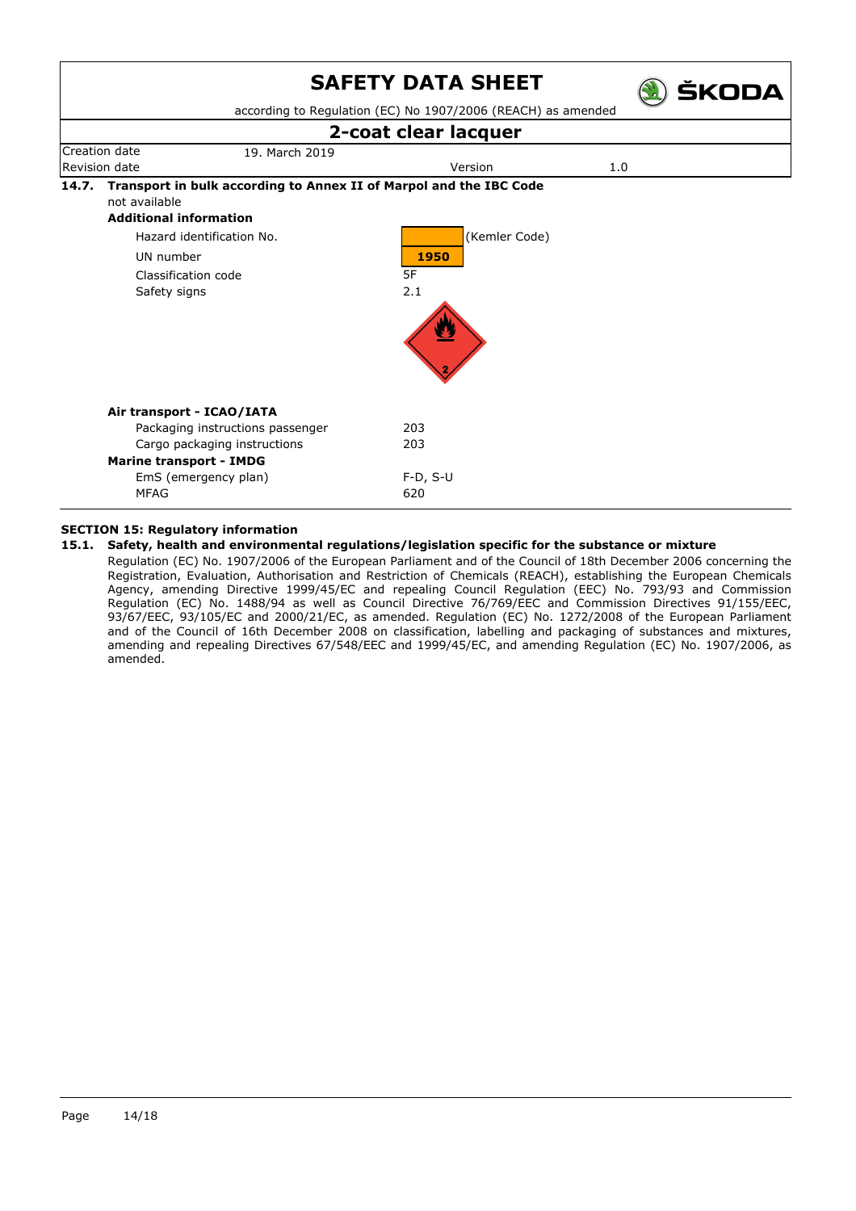**14.7. Transport in bulk according to Annex II of Marpol and the IBC Code**

not available

**Additional information**

| | |
|---|---|
| Hazard identification No. | (Kemler Code) |
| UN number | 1950 |
| Classification code | 5F |
| Safety signs | 2.1 |

**Air transport - ICAO/IATA**

| | |
|---|---|
| Packaging instructions passenger | 203 |
| Cargo packaging instructions | 203 |

**Marine transport - IMDG**

| | |
|---|---|
| EmS (emergency plan) | F-D, S-U |
| MFAG | 620 |

## SECTION 15: Regulatory information

### 15.1. Safety, health and environmental regulations/legislation specific for the substance or mixture

Regulation (EC) No. 1907/2006 of the European Parliament and of the Council of 18th December 2006 concerning the Registration, Evaluation, Authorisation and Restriction of Chemicals (REACH), establishing the European Chemicals Agency, amending Directive 1999/45/EC and repealing Council Regulation (EEC) No. 793/93 and Commission Regulation (EC) No. 1488/94 as well as Council Directive 76/769/EEC and Commission Directives 91/155/EEC, 93/67/EEC, 93/105/EC and 2000/21/EC, as amended. Regulation (EC) No. 1272/2008 of the European Parliament and of the Council of 16th December 2008 on classification, labelling and packaging of substances and mixtures, amending and repealing Directives 67/548/EEC and 1999/45/EC, and amending Regulation (EC) No. 1907/2006, as amended.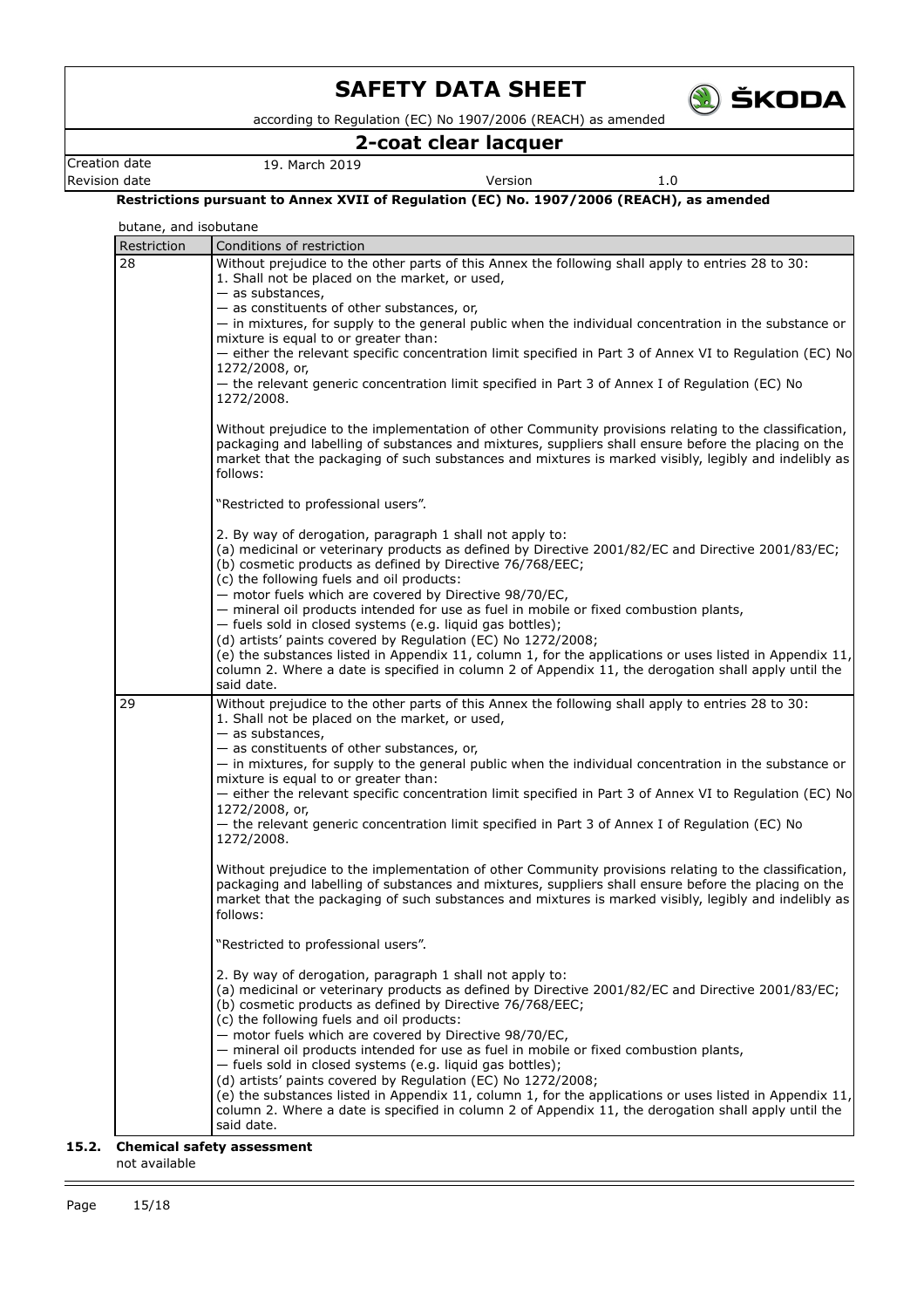**Restrictions pursuant to Annex XVII of Regulation (EC) No. 1907/2006 (REACH), as amended**

butane, and isobutane

| Restriction | Conditions of restriction |
| --- | --- |
| 28 | Without prejudice to the other parts of this Annex the following shall apply to entries 28 to 30:<br>1. Shall not be placed on the market, or used,<br>— as substances,<br>— as constituents of other substances, or,<br>— in mixtures, for supply to the general public when the individual concentration in the substance or mixture is equal to or greater than:<br>— either the relevant specific concentration limit specified in Part 3 of Annex VI to Regulation (EC) No 1272/2008, or,<br>— the relevant generic concentration limit specified in Part 3 of Annex I of Regulation (EC) No 1272/2008.<br><br>Without prejudice to the implementation of other Community provisions relating to the classification, packaging and labelling of substances and mixtures, suppliers shall ensure before the placing on the market that the packaging of such substances and mixtures is marked visibly, legibly and indelibly as follows:<br><br>"Restricted to professional users".<br><br>2. By way of derogation, paragraph 1 shall not apply to:<br>(a) medicinal or veterinary products as defined by Directive 2001/82/EC and Directive 2001/83/EC;<br>(b) cosmetic products as defined by Directive 76/768/EEC;<br>(c) the following fuels and oil products:<br>— motor fuels which are covered by Directive 98/70/EC,<br>— mineral oil products intended for use as fuel in mobile or fixed combustion plants,<br>— fuels sold in closed systems (e.g. liquid gas bottles);<br>(d) artists' paints covered by Regulation (EC) No 1272/2008;<br>(e) the substances listed in Appendix 11, column 1, for the applications or uses listed in Appendix 11, column 2. Where a date is specified in column 2 of Appendix 11, the derogation shall apply until the said date. |
| 29 | Without prejudice to the other parts of this Annex the following shall apply to entries 28 to 30:<br>1. Shall not be placed on the market, or used,<br>— as substances,<br>— as constituents of other substances, or,<br>— in mixtures, for supply to the general public when the individual concentration in the substance or mixture is equal to or greater than:<br>— either the relevant specific concentration limit specified in Part 3 of Annex VI to Regulation (EC) No 1272/2008, or,<br>— the relevant generic concentration limit specified in Part 3 of Annex I of Regulation (EC) No 1272/2008.<br><br>Without prejudice to the implementation of other Community provisions relating to the classification, packaging and labelling of substances and mixtures, suppliers shall ensure before the placing on the market that the packaging of such substances and mixtures is marked visibly, legibly and indelibly as follows:<br><br>"Restricted to professional users".<br><br>2. By way of derogation, paragraph 1 shall not apply to:<br>(a) medicinal or veterinary products as defined by Directive 2001/82/EC and Directive 2001/83/EC;<br>(b) cosmetic products as defined by Directive 76/768/EEC;<br>(c) the following fuels and oil products:<br>— motor fuels which are covered by Directive 98/70/EC,<br>— mineral oil products intended for use as fuel in mobile or fixed combustion plants,<br>— fuels sold in closed systems (e.g. liquid gas bottles);<br>(d) artists' paints covered by Regulation (EC) No 1272/2008;<br>(e) the substances listed in Appendix 11, column 1, for the applications or uses listed in Appendix 11, column 2. Where a date is specified in column 2 of Appendix 11, the derogation shall apply until the said date. |

### 15.2. Chemical safety assessment

not available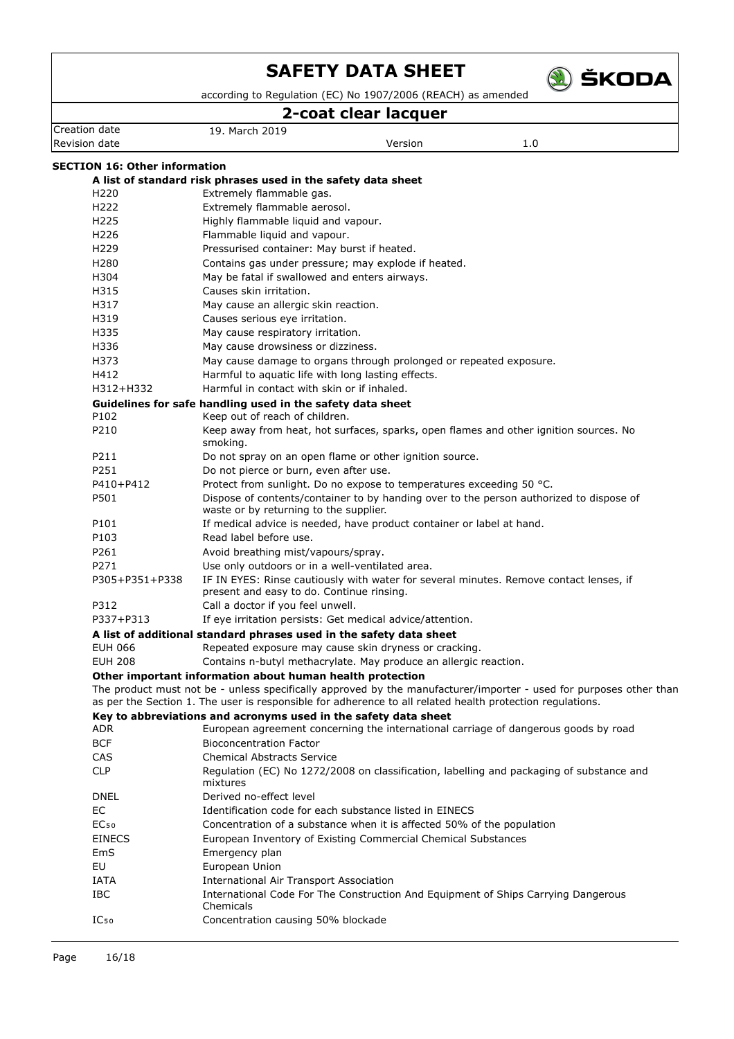# SAFETY DATA SHEET

according to Regulation (EC) No 1907/2006 (REACH) as amended

## 2-coat clear lacquer

| Creation date | 19. March 2019 | | |
|---|---|---|---|
| Revision date | | Version | 1.0 |

### SECTION 16: Other information

**A list of standard risk phrases used in the safety data sheet**

| | |
|---|---|
| H220 | Extremely flammable gas. |
| H222 | Extremely flammable aerosol. |
| H225 | Highly flammable liquid and vapour. |
| H226 | Flammable liquid and vapour. |
| H229 | Pressurised container: May burst if heated. |
| H280 | Contains gas under pressure; may explode if heated. |
| H304 | May be fatal if swallowed and enters airways. |
| H315 | Causes skin irritation. |
| H317 | May cause an allergic skin reaction. |
| H319 | Causes serious eye irritation. |
| H335 | May cause respiratory irritation. |
| H336 | May cause drowsiness or dizziness. |
| H373 | May cause damage to organs through prolonged or repeated exposure. |
| H412 | Harmful to aquatic life with long lasting effects. |
| H312+H332 | Harmful in contact with skin or if inhaled. |

**Guidelines for safe handling used in the safety data sheet**

| | |
|---|---|
| P102 | Keep out of reach of children. |
| P210 | Keep away from heat, hot surfaces, sparks, open flames and other ignition sources. No smoking. |
| P211 | Do not spray on an open flame or other ignition source. |
| P251 | Do not pierce or burn, even after use. |
| P410+P412 | Protect from sunlight. Do no expose to temperatures exceeding 50 °C. |
| P501 | Dispose of contents/container to by handing over to the person authorized to dispose of waste or by returning to the supplier. |
| P101 | If medical advice is needed, have product container or label at hand. |
| P103 | Read label before use. |
| P261 | Avoid breathing mist/vapours/spray. |
| P271 | Use only outdoors or in a well-ventilated area. |
| P305+P351+P338 | IF IN EYES: Rinse cautiously with water for several minutes. Remove contact lenses, if present and easy to do. Continue rinsing. |
| P312 | Call a doctor if you feel unwell. |
| P337+P313 | If eye irritation persists: Get medical advice/attention. |

**A list of additional standard phrases used in the safety data sheet**

| | |
|---|---|
| EUH 066 | Repeated exposure may cause skin dryness or cracking. |
| EUH 208 | Contains n-butyl methacrylate. May produce an allergic reaction. |

**Other important information about human health protection**

The product must not be - unless specifically approved by the manufacturer/importer - used for purposes other than as per the Section 1. The user is responsible for adherence to all related health protection regulations.

**Key to abbreviations and acronyms used in the safety data sheet**

| | |
|---|---|
| ADR | European agreement concerning the international carriage of dangerous goods by road |
| BCF | Bioconcentration Factor |
| CAS | Chemical Abstracts Service |
| CLP | Regulation (EC) No 1272/2008 on classification, labelling and packaging of substance and mixtures |
| DNEL | Derived no-effect level |
| EC | Identification code for each substance listed in EINECS |
| $EC_{50}$ | Concentration of a substance when it is affected 50% of the population |
| EINECS | European Inventory of Existing Commercial Chemical Substances |
| EmS | Emergency plan |
| EU | European Union |
| IATA | International Air Transport Association |
| IBC | International Code For The Construction And Equipment of Ships Carrying Dangerous Chemicals |
| $IC_{50}$ | Concentration causing 50% blockade |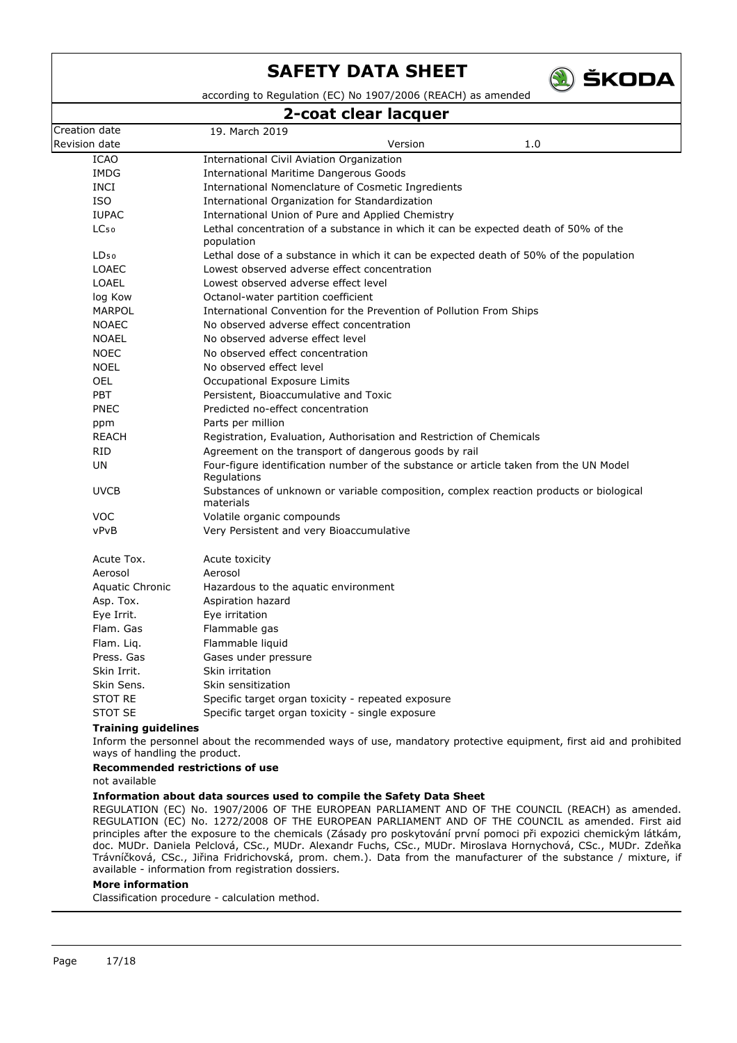| | |
|---|---|
| ICAO | International Civil Aviation Organization |
| IMDG | International Maritime Dangerous Goods |
| INCI | International Nomenclature of Cosmetic Ingredients |
| ISO | International Organization for Standardization |
| IUPAC | International Union of Pure and Applied Chemistry |
| $LC_{50}$ | Lethal concentration of a substance in which it can be expected death of 50% of the population |
| $LD_{50}$ | Lethal dose of a substance in which it can be expected death of 50% of the population |
| LOAEC | Lowest observed adverse effect concentration |
| LOAEL | Lowest observed adverse effect level |
| log Kow | Octanol-water partition coefficient |
| MARPOL | International Convention for the Prevention of Pollution From Ships |
| NOAEC | No observed adverse effect concentration |
| NOAEL | No observed adverse effect level |
| NOEC | No observed effect concentration |
| NOEL | No observed effect level |
| OEL | Occupational Exposure Limits |
| PBT | Persistent, Bioaccumulative and Toxic |
| PNEC | Predicted no-effect concentration |
| ppm | Parts per million |
| REACH | Registration, Evaluation, Authorisation and Restriction of Chemicals |
| RID | Agreement on the transport of dangerous goods by rail |
| UN | Four-figure identification number of the substance or article taken from the UN Model Regulations |
| UVCB | Substances of unknown or variable composition, complex reaction products or biological materials |
| VOC | Volatile organic compounds |
| vPvB | Very Persistent and very Bioaccumulative |

| | |
|---|---|
| Acute Tox. | Acute toxicity |
| Aerosol | Aerosol |
| Aquatic Chronic | Hazardous to the aquatic environment |
| Asp. Tox. | Aspiration hazard |
| Eye Irrit. | Eye irritation |
| Flam. Gas | Flammable gas |
| Flam. Liq. | Flammable liquid |
| Press. Gas | Gases under pressure |
| Skin Irrit. | Skin irritation |
| Skin Sens. | Skin sensitization |
| STOT RE | Specific target organ toxicity - repeated exposure |
| STOT SE | Specific target organ toxicity - single exposure |

**Training guidelines**

Inform the personnel about the recommended ways of use, mandatory protective equipment, first aid and prohibited ways of handling the product.

**Recommended restrictions of use**

not available

**Information about data sources used to compile the Safety Data Sheet**

REGULATION (EC) No. 1907/2006 OF THE EUROPEAN PARLIAMENT AND OF THE COUNCIL (REACH) as amended. REGULATION (EC) No. 1272/2008 OF THE EUROPEAN PARLIAMENT AND OF THE COUNCIL as amended. First aid principles after the exposure to the chemicals (Zásady pro poskytování první pomoci při expozici chemickým látkám, doc. MUDr. Daniela Pelclová, CSc., MUDr. Alexandr Fuchs, CSc., MUDr. Miroslava Hornychová, CSc., MUDr. Zdeňka Trávníčková, CSc., Jiřina Fridrichovská, prom. chem.). Data from the manufacturer of the substance / mixture, if available - information from registration dossiers.

**More information**

Classification procedure - calculation method.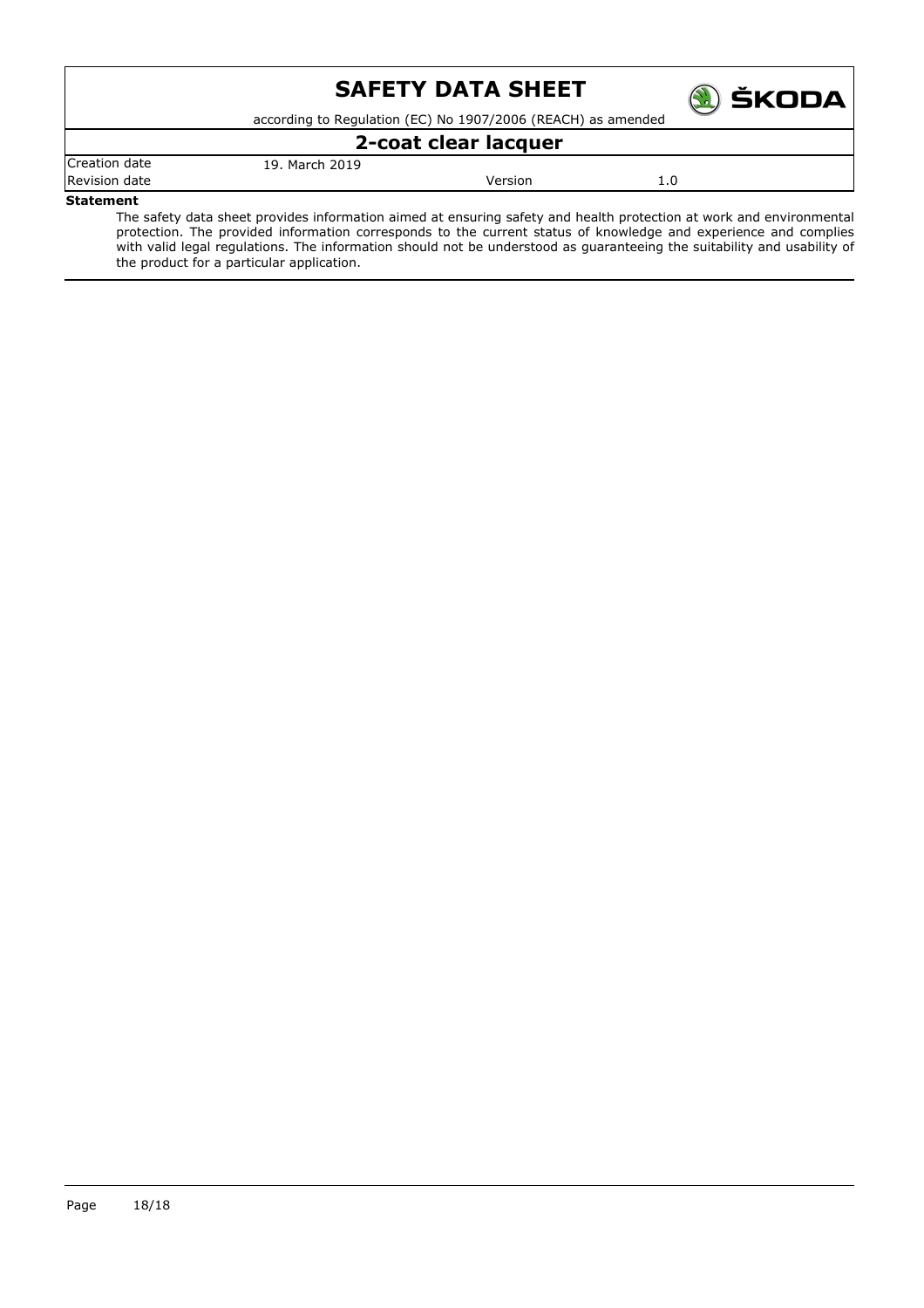**Statement**

The safety data sheet provides information aimed at ensuring safety and health protection at work and environmental protection. The provided information corresponds to the current status of knowledge and experience and complies with valid legal regulations. The information should not be understood as guaranteeing the suitability and usability of the product for a particular application.